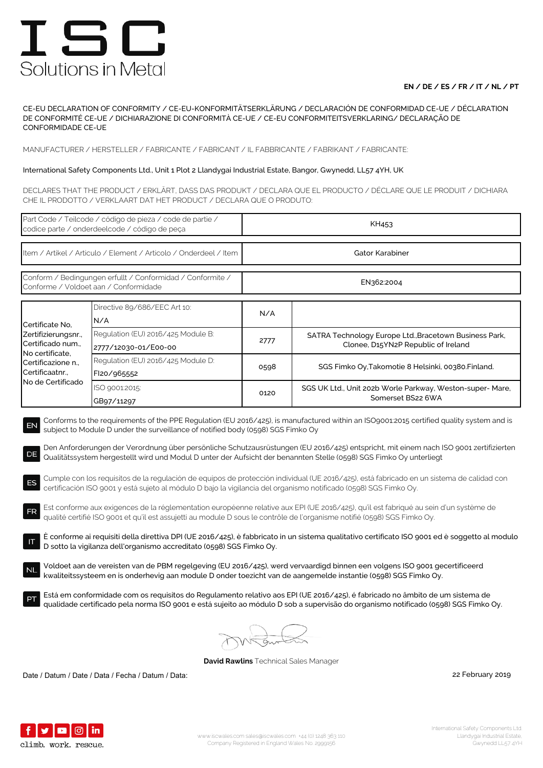# ISC
Solutions in Metal

**EN / DE / ES / FR / IT / NL / PT**

CE-EU DECLARATION OF CONFORMITY / CE-EU-KONFORMITÄTSERKLÄRUNG / DECLARACIÓN DE CONFORMIDAD CE-UE / DÉCLARATION DE CONFORMITÉ CE-UE / DICHIARAZIONE DI CONFORMITÀ CE-UE / CE-EU CONFORMITEITSVERKLARING/ DECLARAÇÃO DE CONFORMIDADE CE-UE

MANUFACTURER / HERSTELLER / FABRICANTE / FABRICANT / IL FABBRICANTE / FABRIKANT / FABRICANTE:

International Safety Components Ltd., Unit 1 Plot 2 Llandygai Industrial Estate, Bangor, Gwynedd, LL57 4YH, UK

DECLARES THAT THE PRODUCT / ERKLÄRT, DASS DAS PRODUKT / DECLARA QUE EL PRODUCTO / DÉCLARE QUE LE PRODUIT / DICHIARA CHE IL PRODOTTO / VERKLAART DAT HET PRODUCT / DECLARA QUE O PRODUTO:

| | |
|---|---|
| Part Code / Teilcode / código de pieza / code de partie / codice parte / onderdeelcode / código de peça | KH453 |
| Item / Artikel / Articulo / Element / Articolo / Onderdeel / Item | Gator Karabiner |
| Conform / Bedingungen erfullt / Conformidad / Conformite / Conforme / Voldoet aan / Conformidade | EN362:2004 |

| | | | |
|---|---|---|---|
| Certificate No, Zertifizierungsnr., Certificado num., No certificate, Certificazione n., Certificaatnr., No de Certificado | Directive 89/686/EEC Art 10: N/A | N/A | |
| | Regulation (EU) 2016/425 Module B: 2777/12030-01/E00-00 | 2777 | SATRA Technology Europe Ltd.,Bracetown Business Park, Clonee, D15YN2P Republic of Ireland |
| | Regulation (EU) 2016/425 Module D: FI20/965552 | 0598 | SGS Fimko Oy,Takomotie 8 Helsinki, 00380.Finland. |
| | ISO 9001:2015: GB97/11297 | 0120 | SGS UK Ltd., Unit 202b Worle Parkway, Weston-super- Mare, Somerset BS22 6WA |

**EN** Conforms to the requirements of the PPE Regulation (EU 2016/425), is manufactured within an ISO9001:2015 certified quality system and is subject to Module D under the surveillance of notified body (0598) SGS Fimko Oy

**DE** Den Anforderungen der Verordnung über persönliche Schutzausrüstungen (EU 2016/425) entspricht, mit einem nach ISO 9001 zertifizierten Qualitätssystem hergestellt wird und Modul D unter der Aufsicht der benannten Stelle (0598) SGS Fimko Oy unterliegt

**ES** Cumple con los requisitos de la regulación de equipos de protección individual (UE 2016/425), está fabricado en un sistema de calidad con certificación ISO 9001 y está sujeto al módulo D bajo la vigilancia del organismo notificado (0598) SGS Fimko Oy.

**FR** Est conforme aux exigences de la réglementation européenne relative aux EPI (UE 2016/425), qu'il est fabriqué au sein d'un système de qualité certifié ISO 9001 et qu'il est assujetti au module D sous le contrôle de l'organisme notifié (0598) SGS Fimko Oy.

**IT** È conforme ai requisiti della direttiva DPI (UE 2016/425), è fabbricato in un sistema qualitativo certificato ISO 9001 ed è soggetto al modulo D sotto la vigilanza dell'organismo accreditato (0598) SGS Fimko Oy.

**NL** Voldoet aan de vereisten van de PBM regelgeving (EU 2016/425), werd vervaardigd binnen een volgens ISO 9001 gecertificeerd kwaliteitssysteem en is onderhevig aan module D onder toezicht van de aangemelde instantie (0598) SGS Fimko Oy.

**PT** Está em conformidade com os requisitos do Regulamento relativo aos EPI (UE 2016/425), é fabricado no âmbito de um sistema de qualidade certificado pela norma ISO 9001 e está sujeito ao módulo D sob a supervisão do organismo notificado (0598) SGS Fimko Oy.

**David Rawlins** Technical Sales Manager

Date / Datum / Date / Data / Fecha / Datum / Data: 22 February 2019

climb. work. rescue.

www.iscwales.com sales@iscwales.com +44 (0) 1248 363 110
Company Registered in England Wales No. 2999156

International Safety Components Ltd.
Llandygai Industrial Estate,
Gwynedd LL57 4YH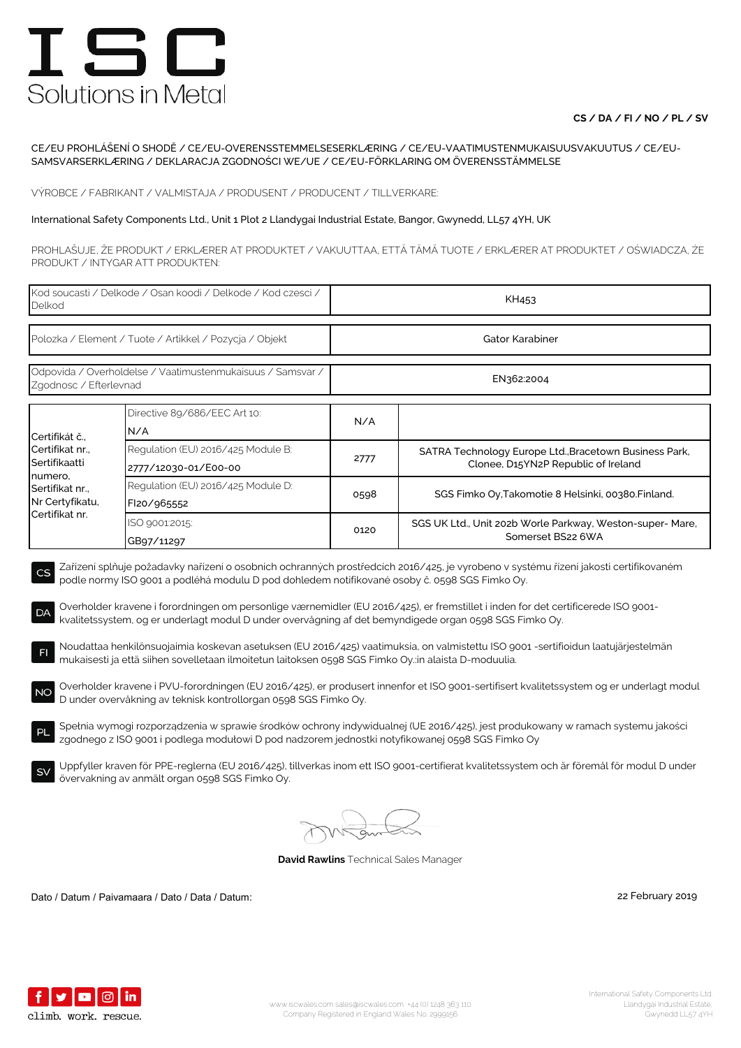# ISC
Solutions in Metal

**CS / DA / FI / NO / PL / SV**

CE/EU PROHLÁŠENÍ O SHODĚ / CE/EU-OVERENSSTEMMELSESERKLÆRING / CE/EU-VAATIMUSTENMUKAISUUSVAKUUTUS / CE/EU-SAMSVARSERKLÆRING / DEKLARACJA ZGODNOŚCI WE/UE / CE/EU-FÖRKLARING OM ÖVERENSSTÄMMELSE

VÝROBCE / FABRIKANT / VALMISTAJA / PRODUSENT / PRODUCENT / TILLVERKARE:

International Safety Components Ltd., Unit 1 Plot 2 Llandygai Industrial Estate, Bangor, Gwynedd, LL57 4YH, UK

PROHLAŠUJE, ŽE PRODUKT / ERKLÆRER AT PRODUKTET / VAKUUTTAA, ETTÄ TÄMÄ TUOTE / ERKLÆRER AT PRODUKTET / OŚWIADCZA, ŻE PRODUKT / INTYGAR ATT PRODUKTEN:

| Kod soucasti / Delkode / Osan koodi / Delkode / Kod czesci / Delkod | KH453 |
|---|---|
| Polozka / Element / Tuote / Artikkel / Pozycja / Objekt | Gator Karabiner |
| Odpovida / Overholdelse / Vaatimustenmukaisuus / Samsvar / Zgodnosc / Efterlevnad | EN362:2004 |

| Certifikát č., Certifikat nr., Sertifikaatti numero, Sertifikat nr., Nr Certyfikatu, Certifikat nr. | | | |
|---|---|---|---|
| | Directive 89/686/EEC Art 10: N/A | N/A | |
| | Regulation (EU) 2016/425 Module B: 2777/12030-01/E00-00 | 2777 | SATRA Technology Europe Ltd.,Bracetown Business Park, Clonee, D15YN2P Republic of Ireland |
| | Regulation (EU) 2016/425 Module D: FI20/965552 | 0598 | SGS Fimko Oy,Takomotie 8 Helsinki, 00380.Finland. |
| | ISO 9001:2015: GB97/11297 | 0120 | SGS UK Ltd., Unit 202b Worle Parkway, Weston-super- Mare, Somerset BS22 6WA |

**CS** Zařízení splňuje požadavky nařízeni o osobních ochranných prostředcích 2016/425, je vyrobeno v systému řízení jakosti certifikovaném podle normy ISO 9001 a podléhá modulu D pod dohledem notifikované osoby č. 0598 SGS Fimko Oy.

**DA** Overholder kravene i forordningen om personlige værnemidler (EU 2016/425), er fremstillet i inden for det certificerede ISO 9001-kvalitetssystem, og er underlagt modul D under overvågning af det bemyndigede organ 0598 SGS Fimko Oy.

**FI** Noudattaa henkilönsuojaimia koskevan asetuksen (EU 2016/425) vaatimuksia, on valmistettu ISO 9001 -sertifioidun laatujärjestelmän mukaisesti ja että siihen sovelletaan ilmoitetun laitoksen 0598 SGS Fimko Oy.:in alaista D-moduulia.

**NO** Overholder kravene i PVU-forordningen (EU 2016/425), er produsert innenfor et ISO 9001-sertifisert kvalitetssystem og er underlagt modul D under overvåkning av teknisk kontrollorgan 0598 SGS Fimko Oy.

**PL** Spełnia wymogi rozporządzenia w sprawie środków ochrony indywidualnej (UE 2016/425), jest produkowany w ramach systemu jakości zgodnego z ISO 9001 i podlega modułowi D pod nadzorem jednostki notyfikowanej 0598 SGS Fimko Oy

**SV** Uppfyller kraven för PPE-reglerna (EU 2016/425), tillverkas inom ett ISO 9001-certifierat kvalitetssystem och är föremål för modul D under övervakning av anmält organ 0598 SGS Fimko Oy.

**David Rawlins** Technical Sales Manager

Dato / Datum / Paivamaara / Dato / Data / Datum: 22 February 2019

climb. work. rescue.

www.iscwales.com sales@iscwales.com +44 (0) 1248 363 110
Company Registered in England Wales No. 2999156

International Safety Components Ltd.
Llandygai Industrial Estate,
Gwynedd LL57 4YH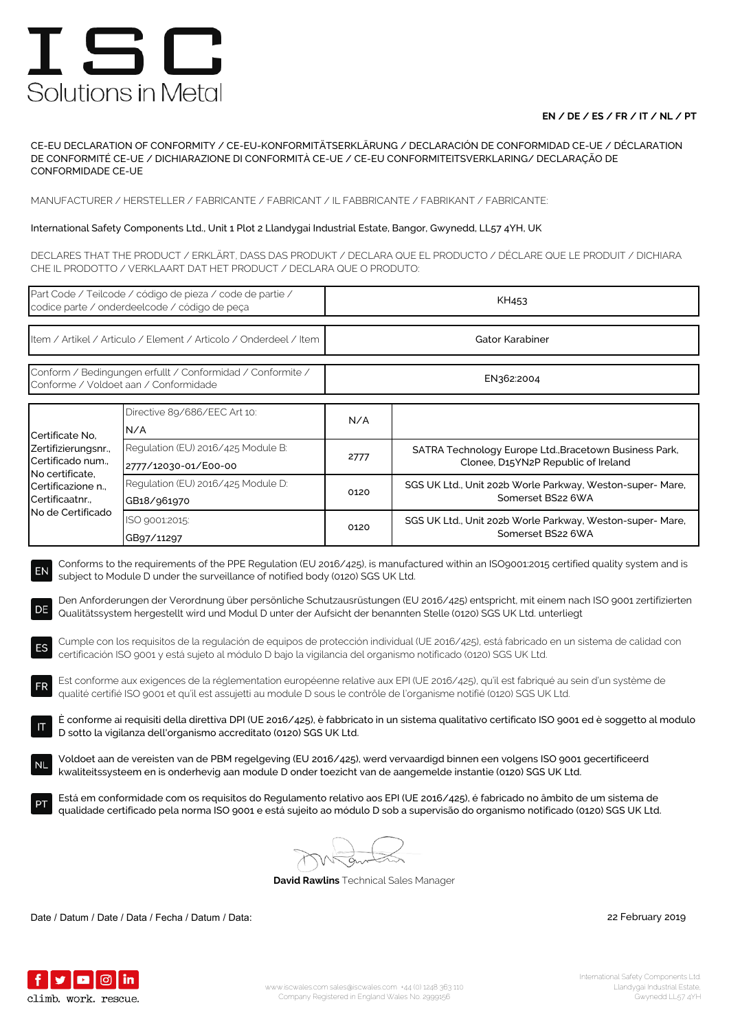# I S C
Solutions in Metal

**EN / DE / ES / FR / IT / NL / PT**

CE-EU DECLARATION OF CONFORMITY / CE-EU-KONFORMITÄTSERKLÄRUNG / DECLARACIÓN DE CONFORMIDAD CE-UE / DÉCLARATION DE CONFORMITÉ CE-UE / DICHIARAZIONE DI CONFORMITÀ CE-UE / CE-EU CONFORMITEITSVERKLARING/ DECLARAÇÃO DE CONFORMIDADE CE-UE

MANUFACTURER / HERSTELLER / FABRICANTE / FABRICANT / IL FABBRICANTE / FABRIKANT / FABRICANTE:

International Safety Components Ltd., Unit 1 Plot 2 Llandygai Industrial Estate, Bangor, Gwynedd, LL57 4YH, UK

DECLARES THAT THE PRODUCT / ERKLÄRT, DASS DAS PRODUKT / DECLARA QUE EL PRODUCTO / DÉCLARE QUE LE PRODUIT / DICHIARA CHE IL PRODOTTO / VERKLAART DAT HET PRODUCT / DECLARA QUE O PRODUTO:

| | |
|---|---|
| Part Code / Teilcode / código de pieza / code de partie / codice parte / onderdeelcode / código de peça | KH453 |
| Item / Artikel / Articulo / Element / Articolo / Onderdeel / Item | Gator Karabiner |
| Conform / Bedingungen erfullt / Conformidad / Conformite / Conforme / Voldoet aan / Conformidade | EN362:2004 |

| | | | |
|---|---|---|---|
| Certificate No, Zertifizierungsnr., Certificado num., No certificate, Certificazione n., Certificaatnr., No de Certificado | Directive 89/686/EEC Art 10: N/A | N/A | |
| | Regulation (EU) 2016/425 Module B: 2777/12030-01/E00-00 | 2777 | SATRA Technology Europe Ltd.,Bracetown Business Park, Clonee, D15YN2P Republic of Ireland |
| | Regulation (EU) 2016/425 Module D: GB18/961970 | 0120 | SGS UK Ltd., Unit 202b Worle Parkway, Weston-super- Mare, Somerset BS22 6WA |
| | ISO 9001:2015: GB97/11297 | 0120 | SGS UK Ltd., Unit 202b Worle Parkway, Weston-super- Mare, Somerset BS22 6WA |

**EN** Conforms to the requirements of the PPE Regulation (EU 2016/425), is manufactured within an ISO9001:2015 certified quality system and is subject to Module D under the surveillance of notified body (0120) SGS UK Ltd.

**DE** Den Anforderungen der Verordnung über persönliche Schutzausrüstungen (EU 2016/425) entspricht, mit einem nach ISO 9001 zertifizierten Qualitätssystem hergestellt wird und Modul D unter der Aufsicht der benannten Stelle (0120) SGS UK Ltd. unterliegt

**ES** Cumple con los requisitos de la regulación de equipos de protección individual (UE 2016/425), está fabricado en un sistema de calidad con certificación ISO 9001 y está sujeto al módulo D bajo la vigilancia del organismo notificado (0120) SGS UK Ltd.

**FR** Est conforme aux exigences de la réglementation européenne relative aux EPI (UE 2016/425), qu'il est fabriqué au sein d'un système de qualité certifié ISO 9001 et qu'il est assujetti au module D sous le contrôle de l'organisme notifié (0120) SGS UK Ltd.

**IT** È conforme ai requisiti della direttiva DPI (UE 2016/425), è fabbricato in un sistema qualitativo certificato ISO 9001 ed è soggetto al modulo D sotto la vigilanza dell'organismo accreditato (0120) SGS UK Ltd.

**NL** Voldoet aan de vereisten van de PBM regelgeving (EU 2016/425), werd vervaardigd binnen een volgens ISO 9001 gecertificeerd kwaliteitssysteem en is onderhevig aan module D onder toezicht van de aangemelde instantie (0120) SGS UK Ltd.

**PT** Está em conformidade com os requisitos do Regulamento relativo aos EPI (UE 2016/425), é fabricado no âmbito de um sistema de qualidade certificado pela norma ISO 9001 e está sujeito ao módulo D sob a supervisão do organismo notificado (0120) SGS UK Ltd.

**David Rawlins** Technical Sales Manager

Date / Datum / Date / Data / Fecha / Datum / Data: 22 February 2019

climb. work. rescue.

www.iscwales.com sales@iscwales.com +44 (0) 1248 363 110
Company Registered in England Wales No. 2999156

International Safety Components Ltd.
Llandygai Industrial Estate,
Gwynedd LL57 4YH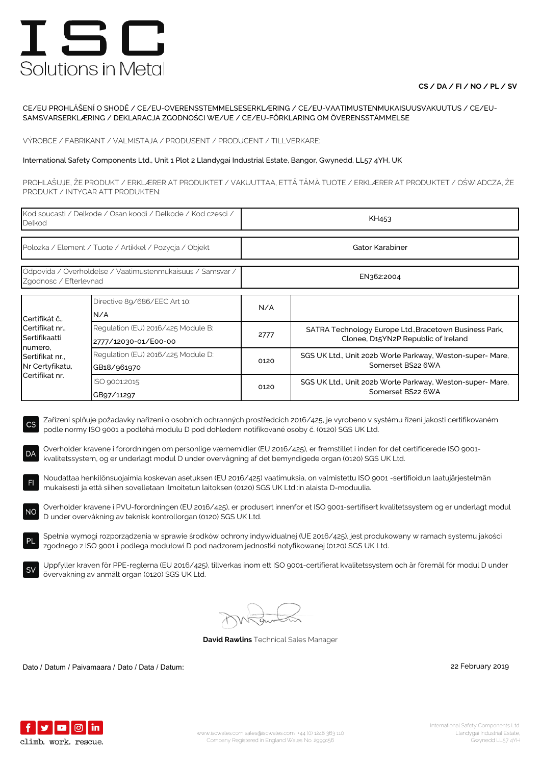# I S C
Solutions in Metal

**CS / DA / FI / NO / PL / SV**

CE/EU PROHLÁŠENÍ O SHODĚ / CE/EU-OVERENSSTEMMELSESERKLÆRING / CE/EU-VAATIMUSTENMUKAISUUSVAKUUTUS / CE/EU-SAMSVARSERKLÆRING / DEKLARACJA ZGODNOŚCI WE/UE / CE/EU-FÖRKLARING OM ÖVERENSSTÄMMELSE

VÝROBCE / FABRIKANT / VALMISTAJA / PRODUSENT / PRODUCENT / TILLVERKARE:

International Safety Components Ltd., Unit 1 Plot 2 Llandygai Industrial Estate, Bangor, Gwynedd, LL57 4YH, UK

PROHLAŠUJE, ŽE PRODUKT / ERKLÆRER AT PRODUKTET / VAKUUTTAA, ETTÄ TÄMÄ TUOTE / ERKLÆRER AT PRODUKTET / OŚWIADCZA, ŻE PRODUKT / INTYGAR ATT PRODUKTEN:

| | |
|---|---|
| Kod soucasti / Delkode / Osan koodi / Delkode / Kod czesci / Delkod | KH453 |
| Polozka / Element / Tuote / Artikkel / Pozycja / Objekt | Gator Karabiner |
| Odpovida / Overholdelse / Vaatimustenmukaisuus / Samsvar / Zgodnosc / Efterlevnad | EN362:2004 |

| | | | |
|---|---|---|---|
| Certifikát č., Certifikat nr., Sertifikaatti numero, Sertifikat nr., Nr Certyfikatu, Certifikat nr. | Directive 89/686/EEC Art 10: N/A | N/A | |
| | Regulation (EU) 2016/425 Module B: 2777/12030-01/E00-00 | 2777 | SATRA Technology Europe Ltd.,Bracetown Business Park, Clonee, D15YN2P Republic of Ireland |
| | Regulation (EU) 2016/425 Module D: GB18/961970 | 0120 | SGS UK Ltd., Unit 202b Worle Parkway, Weston-super- Mare, Somerset BS22 6WA |
| | ISO 9001:2015: GB97/11297 | 0120 | SGS UK Ltd., Unit 202b Worle Parkway, Weston-super- Mare, Somerset BS22 6WA |

**CS** Zařízení splňuje požadavky nařizeni o osobních ochranných prostředcích 2016/425, je vyrobeno v systému řízení jakosti certifikovaném podle normy ISO 9001 a podléhá modulu D pod dohledem notifikované osoby č. (0120) SGS UK Ltd.

**DA** Overholder kravene i forordningen om personlige værnemidler (EU 2016/425), er fremstillet i inden for det certificerede ISO 9001-kvalitetssystem, og er underlagt modul D under overvågning af det bemyndigede organ (0120) SGS UK Ltd.

**FI** Noudattaa henkilönsuojaimia koskevan asetuksen (EU 2016/425) vaatimuksia, on valmistettu ISO 9001 -sertifioidun laatujärjestelmän mukaisesti ja että siihen sovelletaan ilmoitetun laitoksen (0120) SGS UK Ltd.:in alaista D-moduulia.

**NO** Overholder kravene i PVU-forordningen (EU 2016/425), er produsert innenfor et ISO 9001-sertifisert kvalitetssystem og er underlagt modul D under overvåkning av teknisk kontrollorgan (0120) SGS UK Ltd.

**PL** Spełnia wymogi rozporządzenia w sprawie środków ochrony indywidualnej (UE 2016/425), jest produkowany w ramach systemu jakości zgodnego z ISO 9001 i podlega modułowi D pod nadzorem jednostki notyfikowanej (0120) SGS UK Ltd.

**SV** Uppfyller kraven för PPE-reglerna (EU 2016/425), tillverkas inom ett ISO 9001-certifierat kvalitetssystem och är föremål för modul D under övervakning av anmält organ (0120) SGS UK Ltd.

**David Rawlins** Technical Sales Manager

Dato / Datum / Paivamaara / Dato / Data / Datum: 22 February 2019

climb. work. rescue.

www.iscwales.com sales@iscwales.com +44 (0) 1248 363 110
Company Registered in England Wales No. 2999156

International Safety Components Ltd.
Llandygai Industrial Estate,
Gwynedd LL57 4YH